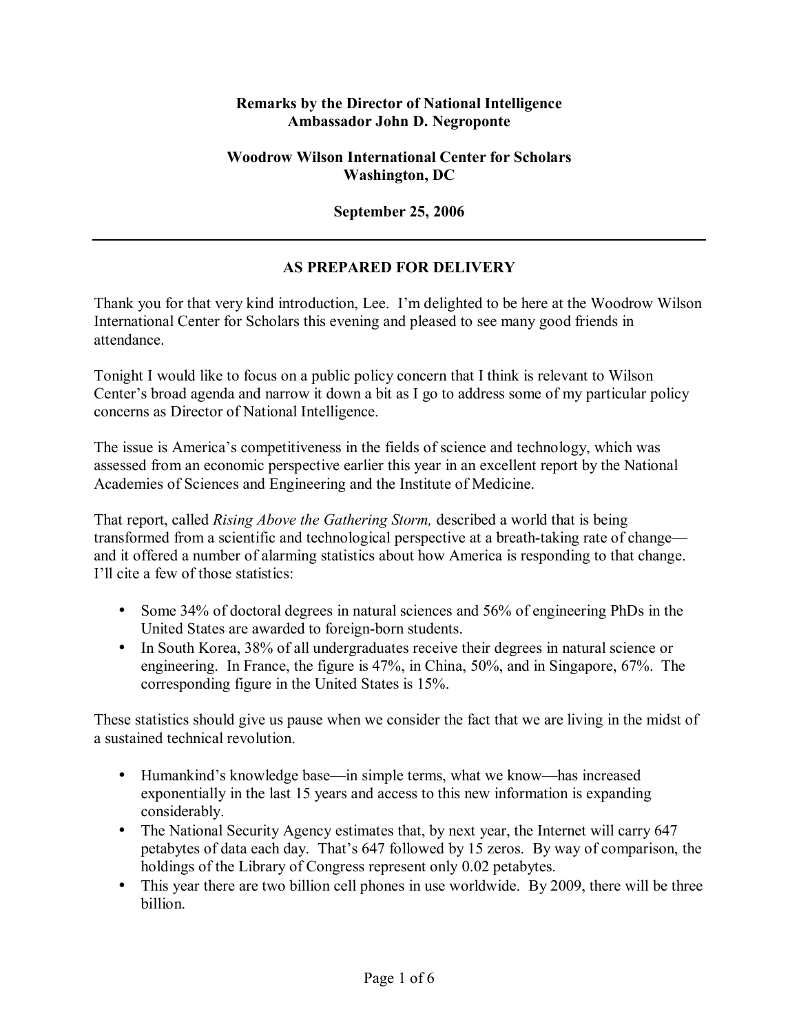**Remarks by the Director of National Intelligence**
**Ambassador John D. Negroponte**

**Woodrow Wilson International Center for Scholars**
**Washington, DC**

**September 25, 2006**

---

## AS PREPARED FOR DELIVERY

Thank you for that very kind introduction, Lee. I'm delighted to be here at the Woodrow Wilson International Center for Scholars this evening and pleased to see many good friends in attendance.

Tonight I would like to focus on a public policy concern that I think is relevant to Wilson Center's broad agenda and narrow it down a bit as I go to address some of my particular policy concerns as Director of National Intelligence.

The issue is America's competitiveness in the fields of science and technology, which was assessed from an economic perspective earlier this year in an excellent report by the National Academies of Sciences and Engineering and the Institute of Medicine.

That report, called *Rising Above the Gathering Storm,* described a world that is being transformed from a scientific and technological perspective at a breath-taking rate of change—and it offered a number of alarming statistics about how America is responding to that change. I'll cite a few of those statistics:

- Some 34% of doctoral degrees in natural sciences and 56% of engineering PhDs in the United States are awarded to foreign-born students.
- In South Korea, 38% of all undergraduates receive their degrees in natural science or engineering. In France, the figure is 47%, in China, 50%, and in Singapore, 67%. The corresponding figure in the United States is 15%.

These statistics should give us pause when we consider the fact that we are living in the midst of a sustained technical revolution.

- Humankind's knowledge base—in simple terms, what we know—has increased exponentially in the last 15 years and access to this new information is expanding considerably.
- The National Security Agency estimates that, by next year, the Internet will carry 647 petabytes of data each day. That's 647 followed by 15 zeros. By way of comparison, the holdings of the Library of Congress represent only 0.02 petabytes.
- This year there are two billion cell phones in use worldwide. By 2009, there will be three billion.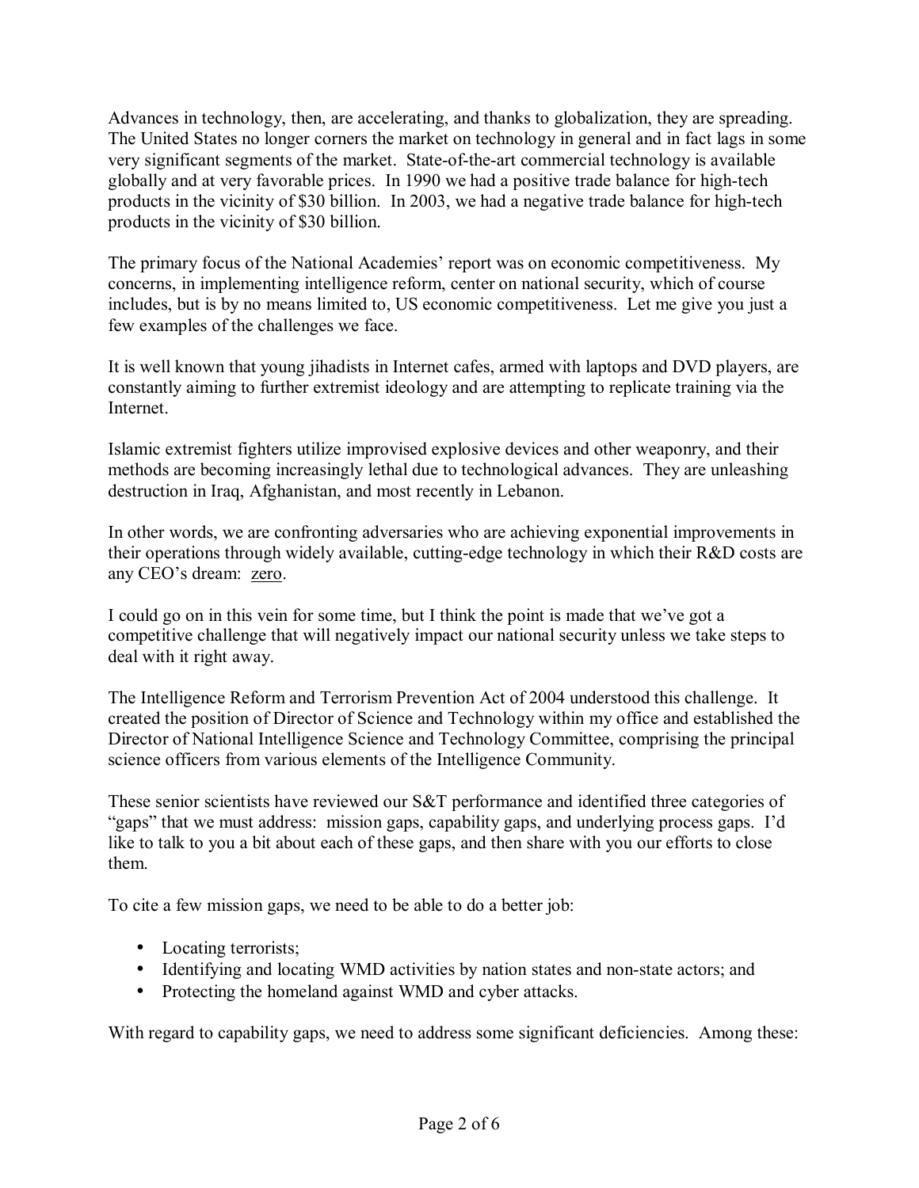Advances in technology, then, are accelerating, and thanks to globalization, they are spreading. The United States no longer corners the market on technology in general and in fact lags in some very significant segments of the market. State-of-the-art commercial technology is available globally and at very favorable prices. In 1990 we had a positive trade balance for high-tech products in the vicinity of $30 billion. In 2003, we had a negative trade balance for high-tech products in the vicinity of $30 billion.

The primary focus of the National Academies' report was on economic competitiveness. My concerns, in implementing intelligence reform, center on national security, which of course includes, but is by no means limited to, US economic competitiveness. Let me give you just a few examples of the challenges we face.

It is well known that young jihadists in Internet cafes, armed with laptops and DVD players, are constantly aiming to further extremist ideology and are attempting to replicate training via the Internet.

Islamic extremist fighters utilize improvised explosive devices and other weaponry, and their methods are becoming increasingly lethal due to technological advances. They are unleashing destruction in Iraq, Afghanistan, and most recently in Lebanon.

In other words, we are confronting adversaries who are achieving exponential improvements in their operations through widely available, cutting-edge technology in which their R&D costs are any CEO's dream: <u>zero</u>.

I could go on in this vein for some time, but I think the point is made that we've got a competitive challenge that will negatively impact our national security unless we take steps to deal with it right away.

The Intelligence Reform and Terrorism Prevention Act of 2004 understood this challenge. It created the position of Director of Science and Technology within my office and established the Director of National Intelligence Science and Technology Committee, comprising the principal science officers from various elements of the Intelligence Community.

These senior scientists have reviewed our S&T performance and identified three categories of "gaps" that we must address: mission gaps, capability gaps, and underlying process gaps. I'd like to talk to you a bit about each of these gaps, and then share with you our efforts to close them.

To cite a few mission gaps, we need to be able to do a better job:

- Locating terrorists;
- Identifying and locating WMD activities by nation states and non-state actors; and
- Protecting the homeland against WMD and cyber attacks.

With regard to capability gaps, we need to address some significant deficiencies. Among these: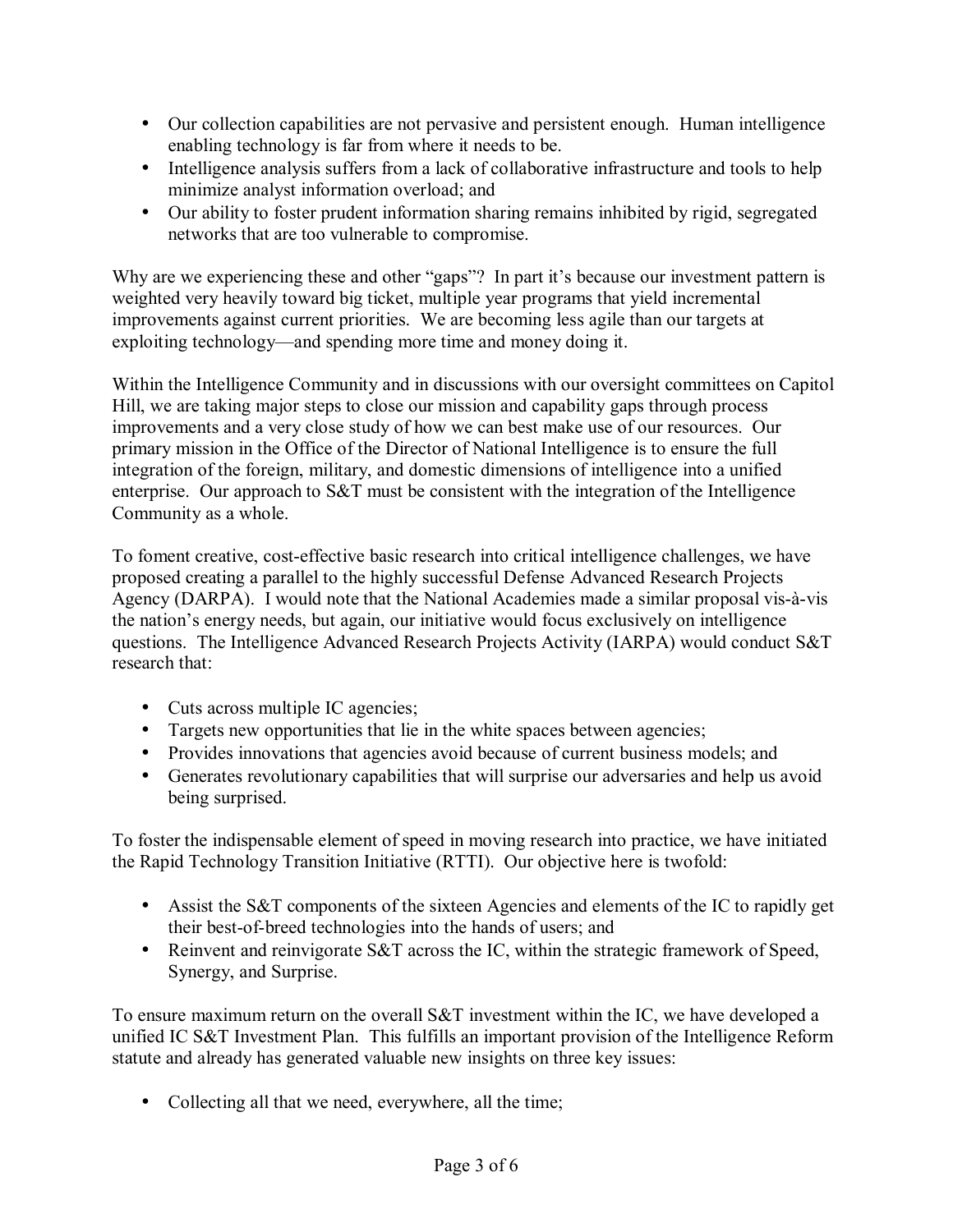- Our collection capabilities are not pervasive and persistent enough. Human intelligence enabling technology is far from where it needs to be.
- Intelligence analysis suffers from a lack of collaborative infrastructure and tools to help minimize analyst information overload; and
- Our ability to foster prudent information sharing remains inhibited by rigid, segregated networks that are too vulnerable to compromise.

Why are we experiencing these and other "gaps"? In part it's because our investment pattern is weighted very heavily toward big ticket, multiple year programs that yield incremental improvements against current priorities. We are becoming less agile than our targets at exploiting technology—and spending more time and money doing it.

Within the Intelligence Community and in discussions with our oversight committees on Capitol Hill, we are taking major steps to close our mission and capability gaps through process improvements and a very close study of how we can best make use of our resources. Our primary mission in the Office of the Director of National Intelligence is to ensure the full integration of the foreign, military, and domestic dimensions of intelligence into a unified enterprise. Our approach to S&T must be consistent with the integration of the Intelligence Community as a whole.

To foment creative, cost-effective basic research into critical intelligence challenges, we have proposed creating a parallel to the highly successful Defense Advanced Research Projects Agency (DARPA). I would note that the National Academies made a similar proposal vis-à-vis the nation's energy needs, but again, our initiative would focus exclusively on intelligence questions. The Intelligence Advanced Research Projects Activity (IARPA) would conduct S&T research that:

- Cuts across multiple IC agencies;
- Targets new opportunities that lie in the white spaces between agencies;
- Provides innovations that agencies avoid because of current business models; and
- Generates revolutionary capabilities that will surprise our adversaries and help us avoid being surprised.

To foster the indispensable element of speed in moving research into practice, we have initiated the Rapid Technology Transition Initiative (RTTI). Our objective here is twofold:

- Assist the S&T components of the sixteen Agencies and elements of the IC to rapidly get their best-of-breed technologies into the hands of users; and
- Reinvent and reinvigorate S&T across the IC, within the strategic framework of Speed, Synergy, and Surprise.

To ensure maximum return on the overall S&T investment within the IC, we have developed a unified IC S&T Investment Plan. This fulfills an important provision of the Intelligence Reform statute and already has generated valuable new insights on three key issues:

- Collecting all that we need, everywhere, all the time;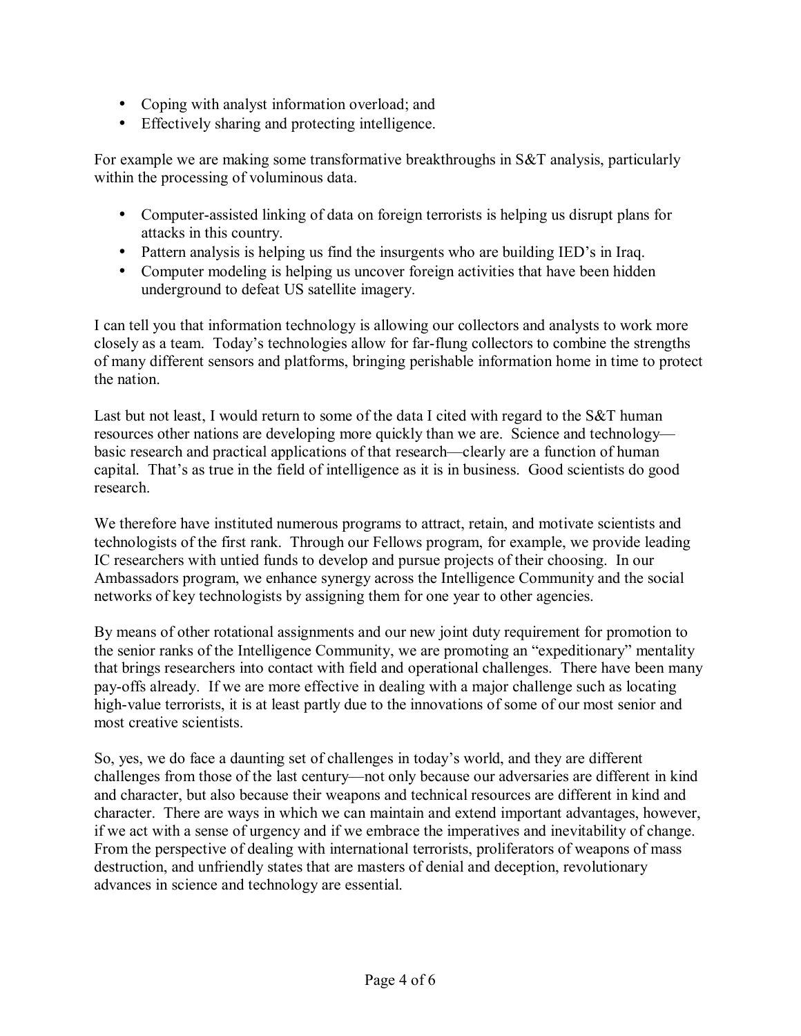- Coping with analyst information overload; and
- Effectively sharing and protecting intelligence.

For example we are making some transformative breakthroughs in S&T analysis, particularly within the processing of voluminous data.

- Computer-assisted linking of data on foreign terrorists is helping us disrupt plans for attacks in this country.
- Pattern analysis is helping us find the insurgents who are building IED's in Iraq.
- Computer modeling is helping us uncover foreign activities that have been hidden underground to defeat US satellite imagery.

I can tell you that information technology is allowing our collectors and analysts to work more closely as a team. Today's technologies allow for far-flung collectors to combine the strengths of many different sensors and platforms, bringing perishable information home in time to protect the nation.

Last but not least, I would return to some of the data I cited with regard to the S&T human resources other nations are developing more quickly than we are. Science and technology—basic research and practical applications of that research—clearly are a function of human capital. That's as true in the field of intelligence as it is in business. Good scientists do good research.

We therefore have instituted numerous programs to attract, retain, and motivate scientists and technologists of the first rank. Through our Fellows program, for example, we provide leading IC researchers with untied funds to develop and pursue projects of their choosing. In our Ambassadors program, we enhance synergy across the Intelligence Community and the social networks of key technologists by assigning them for one year to other agencies.

By means of other rotational assignments and our new joint duty requirement for promotion to the senior ranks of the Intelligence Community, we are promoting an "expeditionary" mentality that brings researchers into contact with field and operational challenges. There have been many pay-offs already. If we are more effective in dealing with a major challenge such as locating high-value terrorists, it is at least partly due to the innovations of some of our most senior and most creative scientists.

So, yes, we do face a daunting set of challenges in today's world, and they are different challenges from those of the last century—not only because our adversaries are different in kind and character, but also because their weapons and technical resources are different in kind and character. There are ways in which we can maintain and extend important advantages, however, if we act with a sense of urgency and if we embrace the imperatives and inevitability of change. From the perspective of dealing with international terrorists, proliferators of weapons of mass destruction, and unfriendly states that are masters of denial and deception, revolutionary advances in science and technology are essential.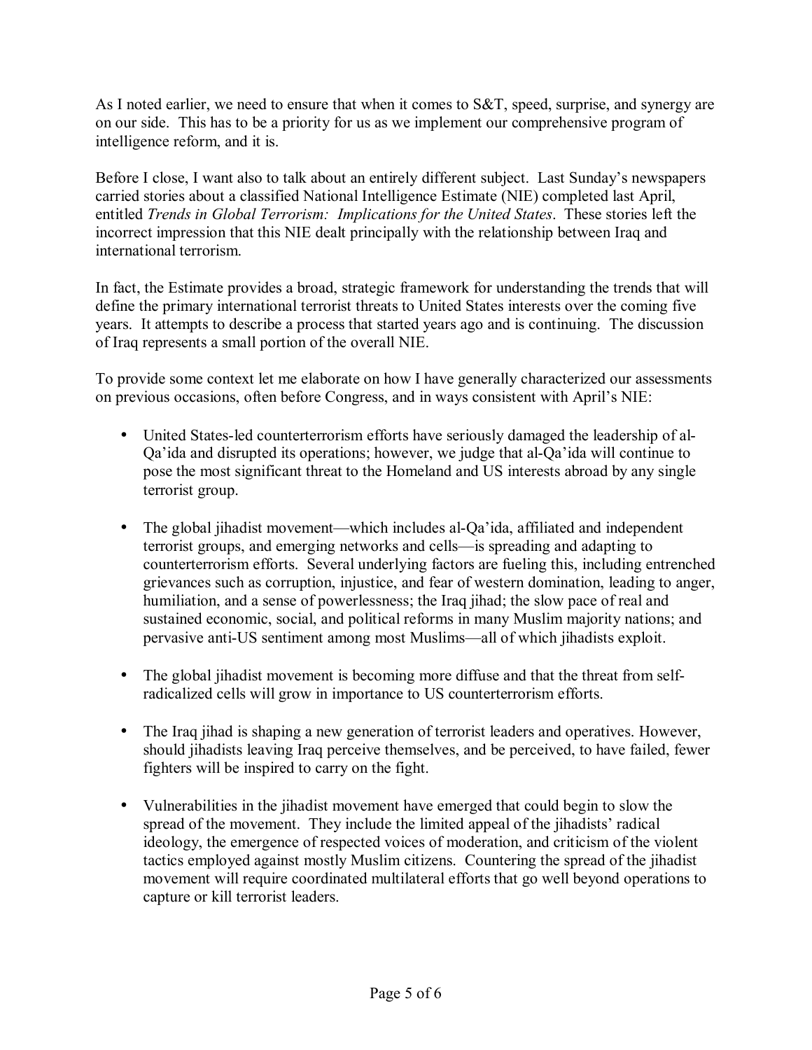As I noted earlier, we need to ensure that when it comes to S&T, speed, surprise, and synergy are on our side. This has to be a priority for us as we implement our comprehensive program of intelligence reform, and it is.

Before I close, I want also to talk about an entirely different subject. Last Sunday's newspapers carried stories about a classified National Intelligence Estimate (NIE) completed last April, entitled *Trends in Global Terrorism: Implications for the United States*. These stories left the incorrect impression that this NIE dealt principally with the relationship between Iraq and international terrorism.

In fact, the Estimate provides a broad, strategic framework for understanding the trends that will define the primary international terrorist threats to United States interests over the coming five years. It attempts to describe a process that started years ago and is continuing. The discussion of Iraq represents a small portion of the overall NIE.

To provide some context let me elaborate on how I have generally characterized our assessments on previous occasions, often before Congress, and in ways consistent with April's NIE:

- United States-led counterterrorism efforts have seriously damaged the leadership of al-Qa'ida and disrupted its operations; however, we judge that al-Qa'ida will continue to pose the most significant threat to the Homeland and US interests abroad by any single terrorist group.

- The global jihadist movement—which includes al-Qa'ida, affiliated and independent terrorist groups, and emerging networks and cells—is spreading and adapting to counterterrorism efforts. Several underlying factors are fueling this, including entrenched grievances such as corruption, injustice, and fear of western domination, leading to anger, humiliation, and a sense of powerlessness; the Iraq jihad; the slow pace of real and sustained economic, social, and political reforms in many Muslim majority nations; and pervasive anti-US sentiment among most Muslims—all of which jihadists exploit.

- The global jihadist movement is becoming more diffuse and that the threat from self-radicalized cells will grow in importance to US counterterrorism efforts.

- The Iraq jihad is shaping a new generation of terrorist leaders and operatives. However, should jihadists leaving Iraq perceive themselves, and be perceived, to have failed, fewer fighters will be inspired to carry on the fight.

- Vulnerabilities in the jihadist movement have emerged that could begin to slow the spread of the movement. They include the limited appeal of the jihadists' radical ideology, the emergence of respected voices of moderation, and criticism of the violent tactics employed against mostly Muslim citizens. Countering the spread of the jihadist movement will require coordinated multilateral efforts that go well beyond operations to capture or kill terrorist leaders.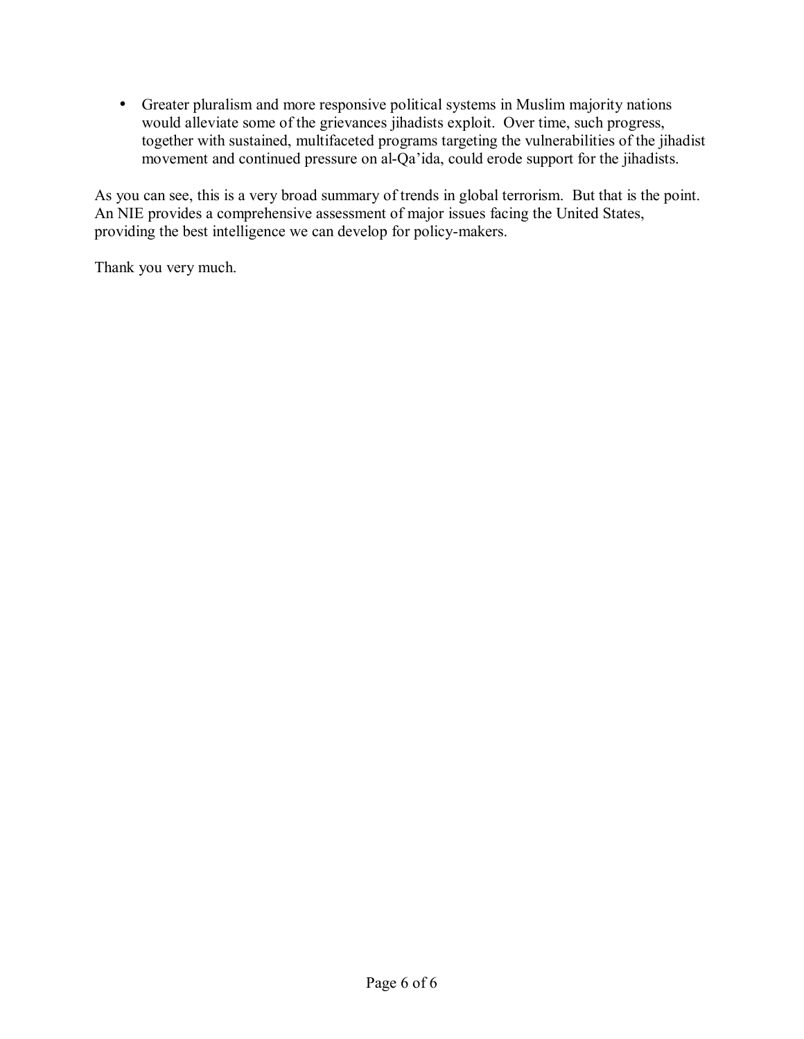- Greater pluralism and more responsive political systems in Muslim majority nations would alleviate some of the grievances jihadists exploit. Over time, such progress, together with sustained, multifaceted programs targeting the vulnerabilities of the jihadist movement and continued pressure on al-Qa'ida, could erode support for the jihadists.

As you can see, this is a very broad summary of trends in global terrorism. But that is the point. An NIE provides a comprehensive assessment of major issues facing the United States, providing the best intelligence we can develop for policy-makers.

Thank you very much.